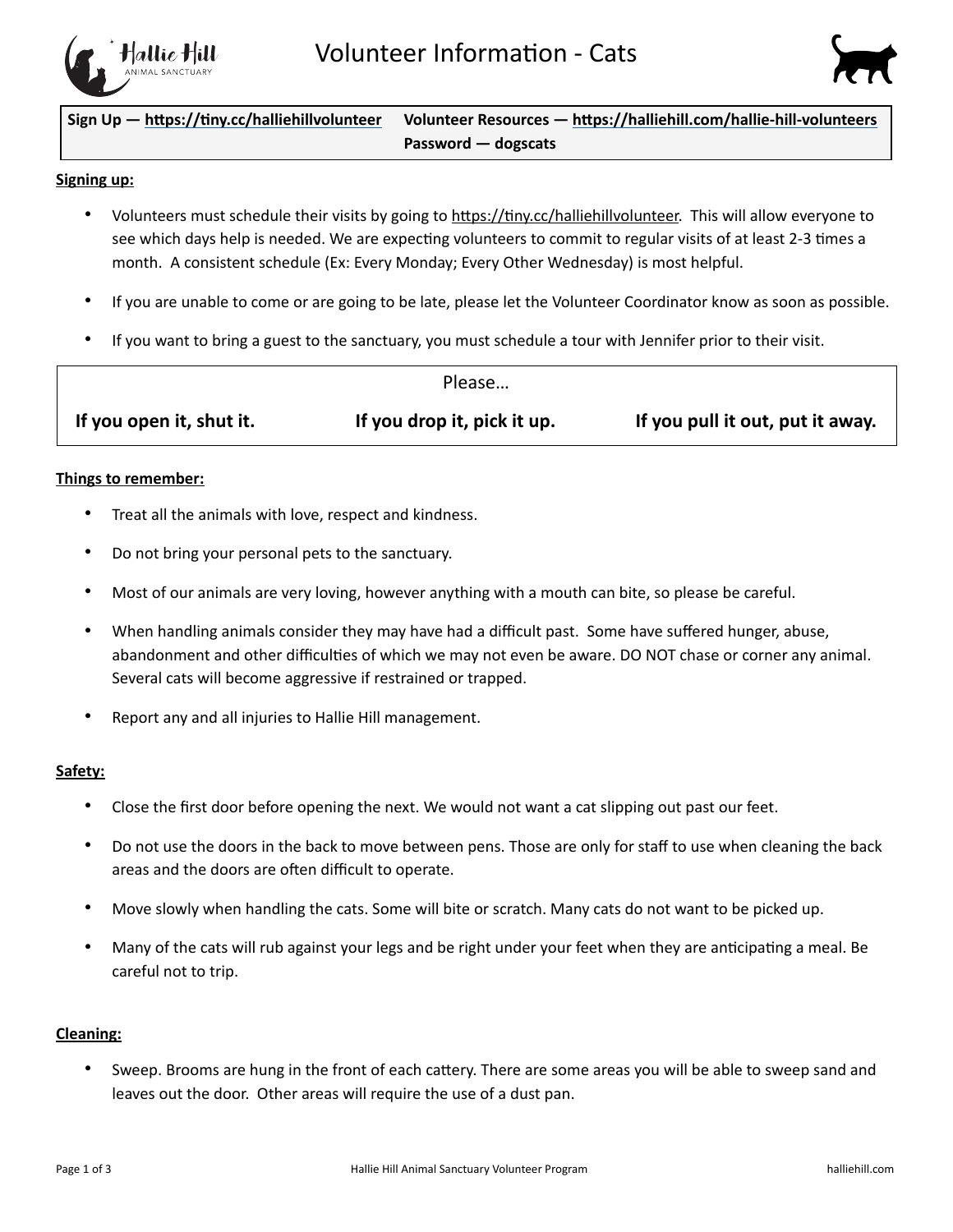# Volunteer Information - Cats

| **Sign Up — https://tiny.cc/halliehillvolunteer** | **Volunteer Resources — https://halliehill.com/hallie-hill-volunteers** **Password — dogscats** |
|---|---|

**Signing up:**

- Volunteers must schedule their visits by going to https://tiny.cc/halliehillvolunteer. This will allow everyone to see which days help is needed. We are expecting volunteers to commit to regular visits of at least 2-3 times a month. A consistent schedule (Ex: Every Monday; Every Other Wednesday) is most helpful.
- If you are unable to come or are going to be late, please let the Volunteer Coordinator know as soon as possible.
- If you want to bring a guest to the sanctuary, you must schedule a tour with Jennifer prior to their visit.

| Please… | | |
|---|---|---|
| **If you open it, shut it.** | **If you drop it, pick it up.** | **If you pull it out, put it away.** |

**Things to remember:**

- Treat all the animals with love, respect and kindness.
- Do not bring your personal pets to the sanctuary.
- Most of our animals are very loving, however anything with a mouth can bite, so please be careful.
- When handling animals consider they may have had a difficult past. Some have suffered hunger, abuse, abandonment and other difficulties of which we may not even be aware. DO NOT chase or corner any animal. Several cats will become aggressive if restrained or trapped.
- Report any and all injuries to Hallie Hill management.

**Safety:**

- Close the first door before opening the next. We would not want a cat slipping out past our feet.
- Do not use the doors in the back to move between pens. Those are only for staff to use when cleaning the back areas and the doors are often difficult to operate.
- Move slowly when handling the cats. Some will bite or scratch. Many cats do not want to be picked up.
- Many of the cats will rub against your legs and be right under your feet when they are anticipating a meal. Be careful not to trip.

**Cleaning:**

- Sweep. Brooms are hung in the front of each cattery. There are some areas you will be able to sweep sand and leaves out the door. Other areas will require the use of a dust pan.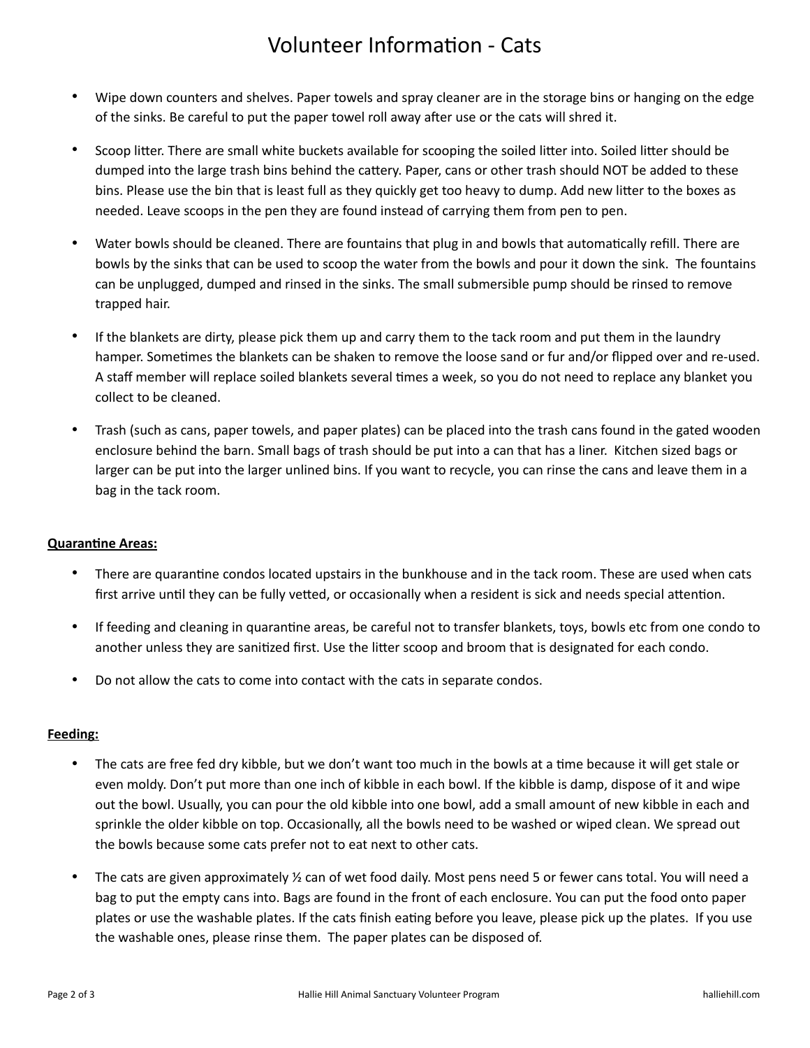# Volunteer Information - Cats

- Wipe down counters and shelves. Paper towels and spray cleaner are in the storage bins or hanging on the edge of the sinks. Be careful to put the paper towel roll away after use or the cats will shred it.

- Scoop litter. There are small white buckets available for scooping the soiled litter into. Soiled litter should be dumped into the large trash bins behind the cattery. Paper, cans or other trash should NOT be added to these bins. Please use the bin that is least full as they quickly get too heavy to dump. Add new litter to the boxes as needed. Leave scoops in the pen they are found instead of carrying them from pen to pen.

- Water bowls should be cleaned. There are fountains that plug in and bowls that automatically refill. There are bowls by the sinks that can be used to scoop the water from the bowls and pour it down the sink. The fountains can be unplugged, dumped and rinsed in the sinks. The small submersible pump should be rinsed to remove trapped hair.

- If the blankets are dirty, please pick them up and carry them to the tack room and put them in the laundry hamper. Sometimes the blankets can be shaken to remove the loose sand or fur and/or flipped over and re-used. A staff member will replace soiled blankets several times a week, so you do not need to replace any blanket you collect to be cleaned.

- Trash (such as cans, paper towels, and paper plates) can be placed into the trash cans found in the gated wooden enclosure behind the barn. Small bags of trash should be put into a can that has a liner. Kitchen sized bags or larger can be put into the larger unlined bins. If you want to recycle, you can rinse the cans and leave them in a bag in the tack room.

**Quarantine Areas:**

- There are quarantine condos located upstairs in the bunkhouse and in the tack room. These are used when cats first arrive until they can be fully vetted, or occasionally when a resident is sick and needs special attention.

- If feeding and cleaning in quarantine areas, be careful not to transfer blankets, toys, bowls etc from one condo to another unless they are sanitized first. Use the litter scoop and broom that is designated for each condo.

- Do not allow the cats to come into contact with the cats in separate condos.

**Feeding:**

- The cats are free fed dry kibble, but we don't want too much in the bowls at a time because it will get stale or even moldy. Don't put more than one inch of kibble in each bowl. If the kibble is damp, dispose of it and wipe out the bowl. Usually, you can pour the old kibble into one bowl, add a small amount of new kibble in each and sprinkle the older kibble on top. Occasionally, all the bowls need to be washed or wiped clean. We spread out the bowls because some cats prefer not to eat next to other cats.

- The cats are given approximately ½ can of wet food daily. Most pens need 5 or fewer cans total. You will need a bag to put the empty cans into. Bags are found in the front of each enclosure. You can put the food onto paper plates or use the washable plates. If the cats finish eating before you leave, please pick up the plates. If you use the washable ones, please rinse them. The paper plates can be disposed of.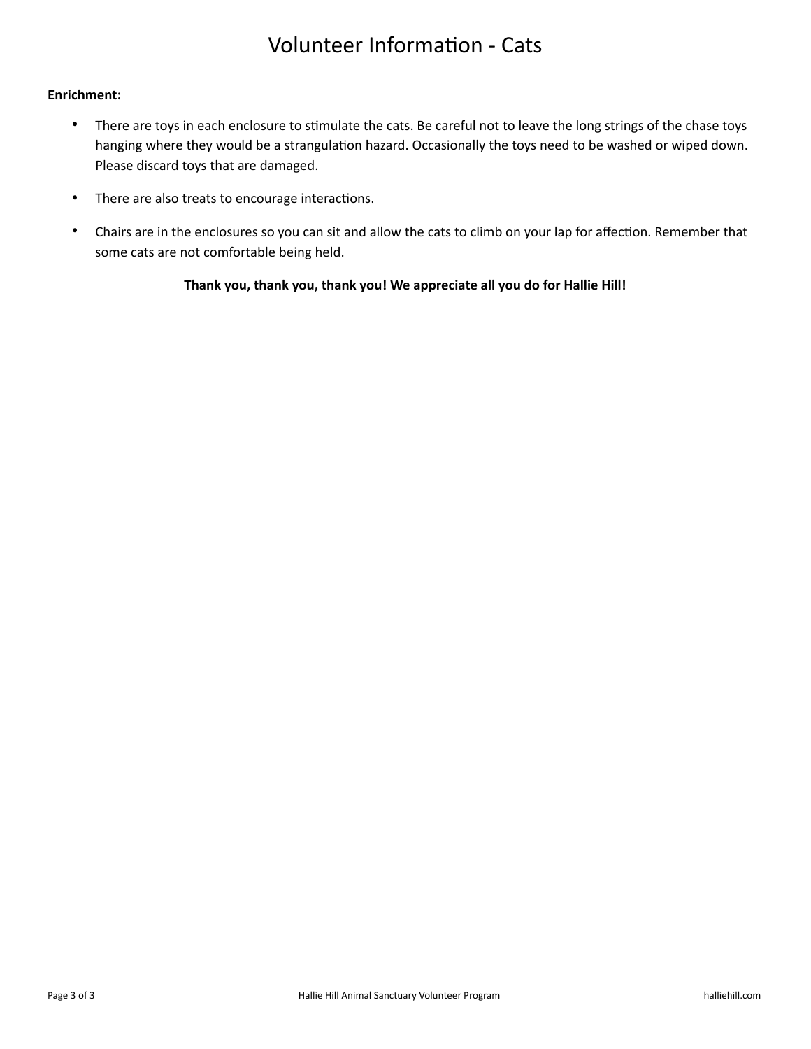# Volunteer Information - Cats

**Enrichment:**

- There are toys in each enclosure to stimulate the cats. Be careful not to leave the long strings of the chase toys hanging where they would be a strangulation hazard. Occasionally the toys need to be washed or wiped down. Please discard toys that are damaged.
- There are also treats to encourage interactions.
- Chairs are in the enclosures so you can sit and allow the cats to climb on your lap for affection. Remember that some cats are not comfortable being held.

**Thank you, thank you, thank you! We appreciate all you do for Hallie Hill!**